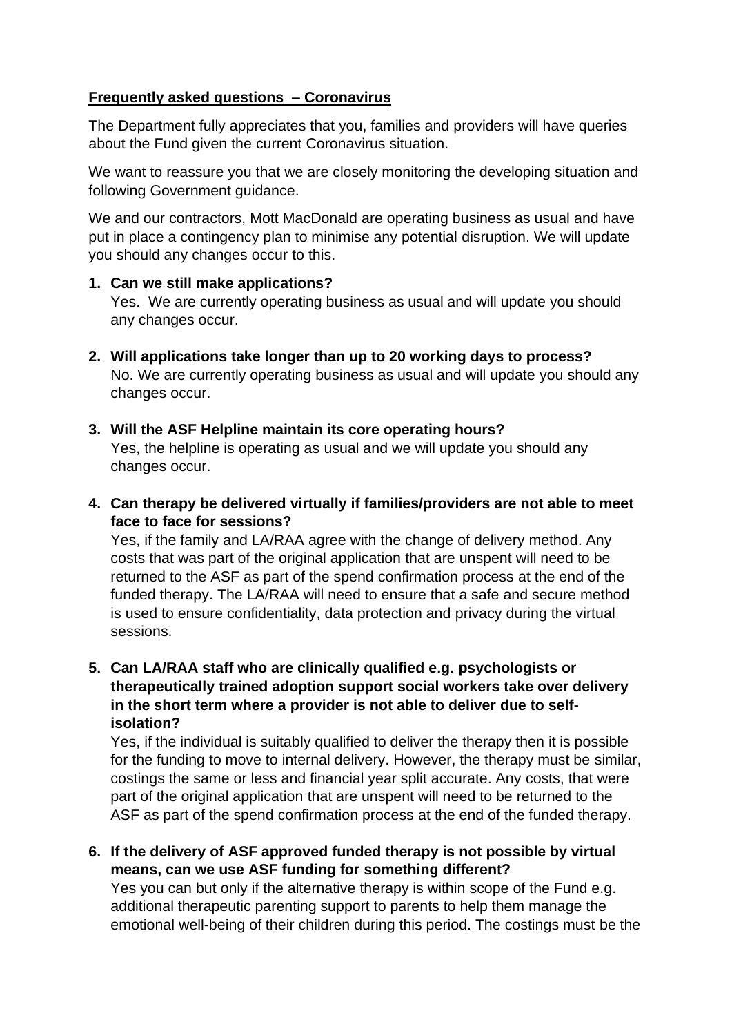**<u>Frequently asked questions – Coronavirus</u>**

The Department fully appreciates that you, families and providers will have queries about the Fund given the current Coronavirus situation.

We want to reassure you that we are closely monitoring the developing situation and following Government guidance.

We and our contractors, Mott MacDonald are operating business as usual and have put in place a contingency plan to minimise any potential disruption. We will update you should any changes occur to this.

1. **Can we still make applications?**
   Yes. We are currently operating business as usual and will update you should any changes occur.

2. **Will applications take longer than up to 20 working days to process?**
   No. We are currently operating business as usual and will update you should any changes occur.

3. **Will the ASF Helpline maintain its core operating hours?**
   Yes, the helpline is operating as usual and we will update you should any changes occur.

4. **Can therapy be delivered virtually if families/providers are not able to meet face to face for sessions?**
   Yes, if the family and LA/RAA agree with the change of delivery method. Any costs that was part of the original application that are unspent will need to be returned to the ASF as part of the spend confirmation process at the end of the funded therapy. The LA/RAA will need to ensure that a safe and secure method is used to ensure confidentiality, data protection and privacy during the virtual sessions.

5. **Can LA/RAA staff who are clinically qualified e.g. psychologists or therapeutically trained adoption support social workers take over delivery in the short term where a provider is not able to deliver due to self-isolation?**
   Yes, if the individual is suitably qualified to deliver the therapy then it is possible for the funding to move to internal delivery. However, the therapy must be similar, costings the same or less and financial year split accurate. Any costs, that were part of the original application that are unspent will need to be returned to the ASF as part of the spend confirmation process at the end of the funded therapy.

6. **If the delivery of ASF approved funded therapy is not possible by virtual means, can we use ASF funding for something different?**
   Yes you can but only if the alternative therapy is within scope of the Fund e.g. additional therapeutic parenting support to parents to help them manage the emotional well-being of their children during this period. The costings must be the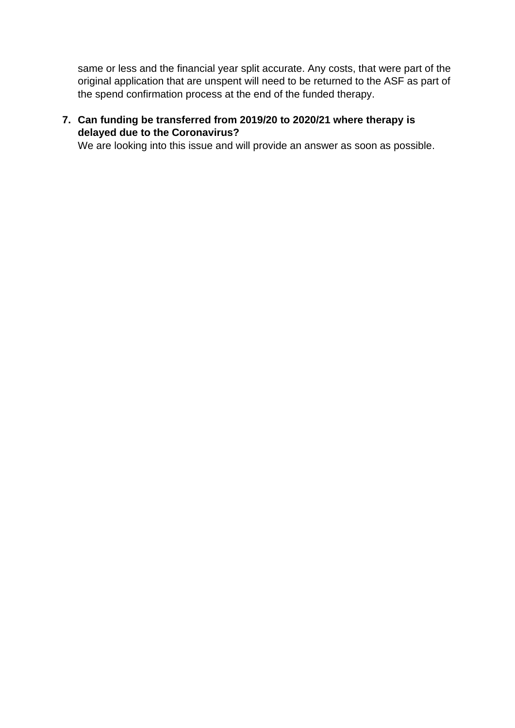same or less and the financial year split accurate. Any costs, that were part of the original application that are unspent will need to be returned to the ASF as part of the spend confirmation process at the end of the funded therapy.

7. **Can funding be transferred from 2019/20 to 2020/21 where therapy is delayed due to the Coronavirus?**
   We are looking into this issue and will provide an answer as soon as possible.